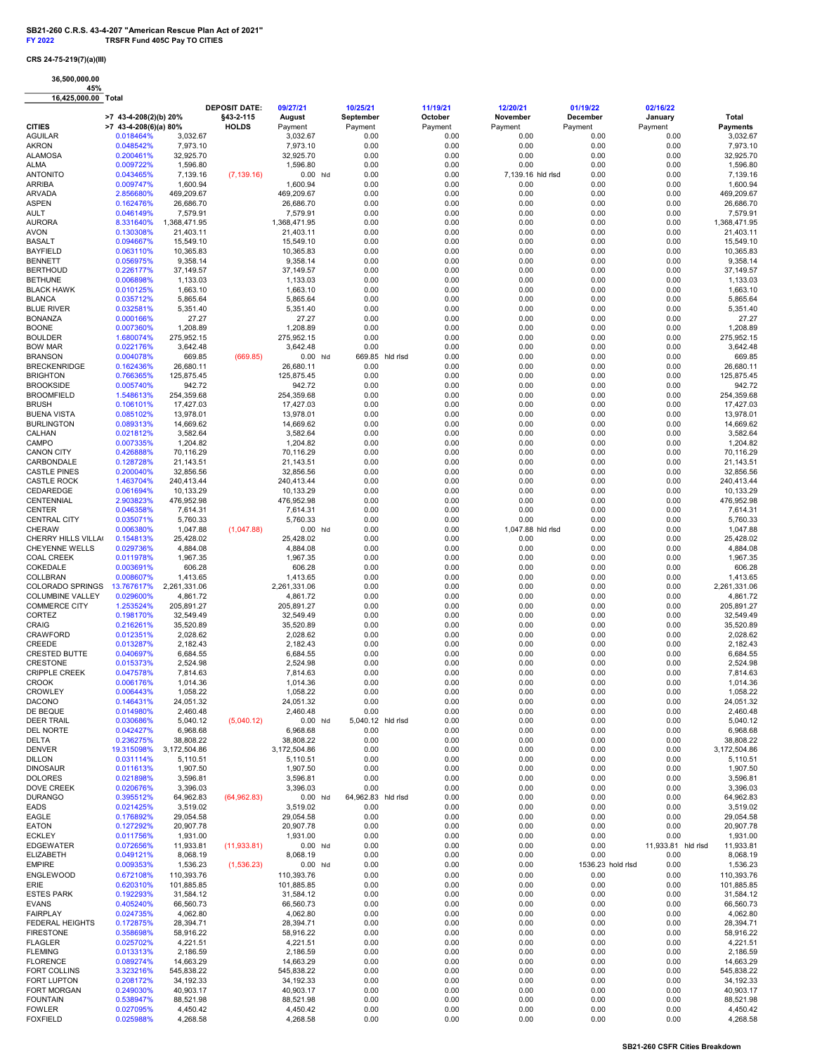**SB21-260 C.R.S. 43-4-207 "American Rescue Plan Act of 2021"**
**FY 2022** **TRSFR Fund 405C Pay TO CITIES**

**CRS 24-75-219(7)(a)(III)**

36,500,000.00
45%
16,425,000.00 Total

| CITIES | >7 43-4-208(2)(b) 20% >7 43-4-208(6)(a) 80% | | DEPOSIT DATE: §43-2-115 HOLDS | 09/27/21 August Payment | | 10/25/21 September Payment | | 11/19/21 October Payment | 12/20/21 November Payment | | 01/19/22 December Payment | | 02/16/22 January Payment | | Total Payments |
|---|---|---|---|---|---|---|---|---|---|---|---|---|---|---|---|
| AGUILAR | 0.018464% | 3,032.67 | | 3,032.67 | | 0.00 | | 0.00 | 0.00 | | 0.00 | | 0.00 | | 3,032.67 |
| AKRON | 0.048542% | 7,973.10 | | 7,973.10 | | 0.00 | | 0.00 | 0.00 | | 0.00 | | 0.00 | | 7,973.10 |
| ALAMOSA | 0.200461% | 32,925.70 | | 32,925.70 | | 0.00 | | 0.00 | 0.00 | | 0.00 | | 0.00 | | 32,925.70 |
| ALMA | 0.009722% | 1,596.80 | | 1,596.80 | | 0.00 | | 0.00 | 0.00 | | 0.00 | | 0.00 | | 1,596.80 |
| ANTONITO | 0.043465% | 7,139.16 | (7,139.16) | 0.00 | hld | 0.00 | | 0.00 | 7,139.16 | hld rlsd | 0.00 | | 0.00 | | 7,139.16 |
| ARRIBA | 0.009747% | 1,600.94 | | 1,600.94 | | 0.00 | | 0.00 | 0.00 | | 0.00 | | 0.00 | | 1,600.94 |
| ARVADA | 2.856680% | 469,209.67 | | 469,209.67 | | 0.00 | | 0.00 | 0.00 | | 0.00 | | 0.00 | | 469,209.67 |
| ASPEN | 0.162476% | 26,686.70 | | 26,686.70 | | 0.00 | | 0.00 | 0.00 | | 0.00 | | 0.00 | | 26,686.70 |
| AULT | 0.046149% | 7,579.91 | | 7,579.91 | | 0.00 | | 0.00 | 0.00 | | 0.00 | | 0.00 | | 7,579.91 |
| AURORA | 8.331640% | 1,368,471.95 | | 1,368,471.95 | | 0.00 | | 0.00 | 0.00 | | 0.00 | | 0.00 | | 1,368,471.95 |
| AVON | 0.130308% | 21,403.11 | | 21,403.11 | | 0.00 | | 0.00 | 0.00 | | 0.00 | | 0.00 | | 21,403.11 |
| BASALT | 0.094667% | 15,549.10 | | 15,549.10 | | 0.00 | | 0.00 | 0.00 | | 0.00 | | 0.00 | | 15,549.10 |
| BAYFIELD | 0.063110% | 10,365.83 | | 10,365.83 | | 0.00 | | 0.00 | 0.00 | | 0.00 | | 0.00 | | 10,365.83 |
| BENNETT | 0.056975% | 9,358.14 | | 9,358.14 | | 0.00 | | 0.00 | 0.00 | | 0.00 | | 0.00 | | 9,358.14 |
| BERTHOUD | 0.226177% | 37,149.57 | | 37,149.57 | | 0.00 | | 0.00 | 0.00 | | 0.00 | | 0.00 | | 37,149.57 |
| BETHUNE | 0.006898% | 1,133.03 | | 1,133.03 | | 0.00 | | 0.00 | 0.00 | | 0.00 | | 0.00 | | 1,133.03 |
| BLACK HAWK | 0.010125% | 1,663.10 | | 1,663.10 | | 0.00 | | 0.00 | 0.00 | | 0.00 | | 0.00 | | 1,663.10 |
| BLANCA | 0.035712% | 5,865.64 | | 5,865.64 | | 0.00 | | 0.00 | 0.00 | | 0.00 | | 0.00 | | 5,865.64 |
| BLUE RIVER | 0.032581% | 5,351.40 | | 5,351.40 | | 0.00 | | 0.00 | 0.00 | | 0.00 | | 0.00 | | 5,351.40 |
| BONANZA | 0.000166% | 27.27 | | 27.27 | | 0.00 | | 0.00 | 0.00 | | 0.00 | | 0.00 | | 27.27 |
| BOONE | 0.007360% | 1,208.89 | | 1,208.89 | | 0.00 | | 0.00 | 0.00 | | 0.00 | | 0.00 | | 1,208.89 |
| BOULDER | 1.680074% | 275,952.15 | | 275,952.15 | | 0.00 | | 0.00 | 0.00 | | 0.00 | | 0.00 | | 275,952.15 |
| BOW MAR | 0.022176% | 3,642.48 | | 3,642.48 | | 0.00 | | 0.00 | 0.00 | | 0.00 | | 0.00 | | 3,642.48 |
| BRANSON | 0.004078% | 669.85 | (669.85) | 0.00 | hld | 669.85 | hld rlsd | 0.00 | 0.00 | | 0.00 | | 0.00 | | 669.85 |
| BRECKENRIDGE | 0.162436% | 26,680.11 | | 26,680.11 | | 0.00 | | 0.00 | 0.00 | | 0.00 | | 0.00 | | 26,680.11 |
| BRIGHTON | 0.766365% | 125,875.45 | | 125,875.45 | | 0.00 | | 0.00 | 0.00 | | 0.00 | | 0.00 | | 125,875.45 |
| BROOKSIDE | 0.005740% | 942.72 | | 942.72 | | 0.00 | | 0.00 | 0.00 | | 0.00 | | 0.00 | | 942.72 |
| BROOMFIELD | 1.548613% | 254,359.68 | | 254,359.68 | | 0.00 | | 0.00 | 0.00 | | 0.00 | | 0.00 | | 254,359.68 |
| BRUSH | 0.106101% | 17,427.03 | | 17,427.03 | | 0.00 | | 0.00 | 0.00 | | 0.00 | | 0.00 | | 17,427.03 |
| BUENA VISTA | 0.085102% | 13,978.01 | | 13,978.01 | | 0.00 | | 0.00 | 0.00 | | 0.00 | | 0.00 | | 13,978.01 |
| BURLINGTON | 0.089313% | 14,669.62 | | 14,669.62 | | 0.00 | | 0.00 | 0.00 | | 0.00 | | 0.00 | | 14,669.62 |
| CALHAN | 0.021812% | 3,582.64 | | 3,582.64 | | 0.00 | | 0.00 | 0.00 | | 0.00 | | 0.00 | | 3,582.64 |
| CAMPO | 0.007335% | 1,204.82 | | 1,204.82 | | 0.00 | | 0.00 | 0.00 | | 0.00 | | 0.00 | | 1,204.82 |
| CANON CITY | 0.426888% | 70,116.29 | | 70,116.29 | | 0.00 | | 0.00 | 0.00 | | 0.00 | | 0.00 | | 70,116.29 |
| CARBONDALE | 0.128728% | 21,143.51 | | 21,143.51 | | 0.00 | | 0.00 | 0.00 | | 0.00 | | 0.00 | | 21,143.51 |
| CASTLE PINES | 0.200040% | 32,856.56 | | 32,856.56 | | 0.00 | | 0.00 | 0.00 | | 0.00 | | 0.00 | | 32,856.56 |
| CASTLE ROCK | 1.463704% | 240,413.44 | | 240,413.44 | | 0.00 | | 0.00 | 0.00 | | 0.00 | | 0.00 | | 240,413.44 |
| CEDAREDGE | 0.061694% | 10,133.29 | | 10,133.29 | | 0.00 | | 0.00 | 0.00 | | 0.00 | | 0.00 | | 10,133.29 |
| CENTENNIAL | 2.903823% | 476,952.98 | | 476,952.98 | | 0.00 | | 0.00 | 0.00 | | 0.00 | | 0.00 | | 476,952.98 |
| CENTER | 0.046358% | 7,614.31 | | 7,614.31 | | 0.00 | | 0.00 | 0.00 | | 0.00 | | 0.00 | | 7,614.31 |
| CENTRAL CITY | 0.035071% | 5,760.33 | | 5,760.33 | | 0.00 | | 0.00 | 0.00 | | 0.00 | | 0.00 | | 5,760.33 |
| CHERAW | 0.006380% | 1,047.88 | (1,047.88) | 0.00 | hld | 0.00 | | 0.00 | 1,047.88 | hld rlsd | 0.00 | | 0.00 | | 1,047.88 |
| CHERRY HILLS VILLA( | 0.154813% | 25,428.02 | | 25,428.02 | | 0.00 | | 0.00 | 0.00 | | 0.00 | | 0.00 | | 25,428.02 |
| CHEYENNE WELLS | 0.029736% | 4,884.08 | | 4,884.08 | | 0.00 | | 0.00 | 0.00 | | 0.00 | | 0.00 | | 4,884.08 |
| COAL CREEK | 0.011978% | 1,967.35 | | 1,967.35 | | 0.00 | | 0.00 | 0.00 | | 0.00 | | 0.00 | | 1,967.35 |
| COKEDALE | 0.003691% | 606.28 | | 606.28 | | 0.00 | | 0.00 | 0.00 | | 0.00 | | 0.00 | | 606.28 |
| COLLBRAN | 0.008607% | 1,413.65 | | 1,413.65 | | 0.00 | | 0.00 | 0.00 | | 0.00 | | 0.00 | | 1,413.65 |
| COLORADO SPRINGS | 13.767617% | 2,261,331.06 | | 2,261,331.06 | | 0.00 | | 0.00 | 0.00 | | 0.00 | | 0.00 | | 2,261,331.06 |
| COLUMBINE VALLEY | 0.029600% | 4,861.72 | | 4,861.72 | | 0.00 | | 0.00 | 0.00 | | 0.00 | | 0.00 | | 4,861.72 |
| COMMERCE CITY | 1.253524% | 205,891.27 | | 205,891.27 | | 0.00 | | 0.00 | 0.00 | | 0.00 | | 0.00 | | 205,891.27 |
| CORTEZ | 0.198170% | 32,549.49 | | 32,549.49 | | 0.00 | | 0.00 | 0.00 | | 0.00 | | 0.00 | | 32,549.49 |
| CRAIG | 0.216261% | 35,520.89 | | 35,520.89 | | 0.00 | | 0.00 | 0.00 | | 0.00 | | 0.00 | | 35,520.89 |
| CRAWFORD | 0.012351% | 2,028.62 | | 2,028.62 | | 0.00 | | 0.00 | 0.00 | | 0.00 | | 0.00 | | 2,028.62 |
| CREEDE | 0.013287% | 2,182.43 | | 2,182.43 | | 0.00 | | 0.00 | 0.00 | | 0.00 | | 0.00 | | 2,182.43 |
| CRESTED BUTTE | 0.040697% | 6,684.55 | | 6,684.55 | | 0.00 | | 0.00 | 0.00 | | 0.00 | | 0.00 | | 6,684.55 |
| CRESTONE | 0.015373% | 2,524.98 | | 2,524.98 | | 0.00 | | 0.00 | 0.00 | | 0.00 | | 0.00 | | 2,524.98 |
| CRIPPLE CREEK | 0.047578% | 7,814.63 | | 7,814.63 | | 0.00 | | 0.00 | 0.00 | | 0.00 | | 0.00 | | 7,814.63 |
| CROOK | 0.006176% | 1,014.36 | | 1,014.36 | | 0.00 | | 0.00 | 0.00 | | 0.00 | | 0.00 | | 1,014.36 |
| CROWLEY | 0.006443% | 1,058.22 | | 1,058.22 | | 0.00 | | 0.00 | 0.00 | | 0.00 | | 0.00 | | 1,058.22 |
| DACONO | 0.146431% | 24,051.32 | | 24,051.32 | | 0.00 | | 0.00 | 0.00 | | 0.00 | | 0.00 | | 24,051.32 |
| DE BEQUE | 0.014980% | 2,460.48 | | 2,460.48 | | 0.00 | | 0.00 | 0.00 | | 0.00 | | 0.00 | | 2,460.48 |
| DEER TRAIL | 0.030686% | 5,040.12 | (5,040.12) | 0.00 | hld | 5,040.12 | hld rlsd | 0.00 | 0.00 | | 0.00 | | 0.00 | | 5,040.12 |
| DEL NORTE | 0.042427% | 6,968.68 | | 6,968.68 | | 0.00 | | 0.00 | 0.00 | | 0.00 | | 0.00 | | 6,968.68 |
| DELTA | 0.236275% | 38,808.22 | | 38,808.22 | | 0.00 | | 0.00 | 0.00 | | 0.00 | | 0.00 | | 38,808.22 |
| DENVER | 19.315098% | 3,172,504.86 | | 3,172,504.86 | | 0.00 | | 0.00 | 0.00 | | 0.00 | | 0.00 | | 3,172,504.86 |
| DILLON | 0.031114% | 5,110.51 | | 5,110.51 | | 0.00 | | 0.00 | 0.00 | | 0.00 | | 0.00 | | 5,110.51 |
| DINOSAUR | 0.011613% | 1,907.50 | | 1,907.50 | | 0.00 | | 0.00 | 0.00 | | 0.00 | | 0.00 | | 1,907.50 |
| DOLORES | 0.021898% | 3,596.81 | | 3,596.81 | | 0.00 | | 0.00 | 0.00 | | 0.00 | | 0.00 | | 3,596.81 |
| DOVE CREEK | 0.020676% | 3,396.03 | | 3,396.03 | | 0.00 | | 0.00 | 0.00 | | 0.00 | | 0.00 | | 3,396.03 |
| DURANGO | 0.395512% | 64,962.83 | (64,962.83) | 0.00 | hld | 64,962.83 | hld rlsd | 0.00 | 0.00 | | 0.00 | | 0.00 | | 64,962.83 |
| EADS | 0.021425% | 3,519.02 | | 3,519.02 | | 0.00 | | 0.00 | 0.00 | | 0.00 | | 0.00 | | 3,519.02 |
| EAGLE | 0.176892% | 29,054.58 | | 29,054.58 | | 0.00 | | 0.00 | 0.00 | | 0.00 | | 0.00 | | 29,054.58 |
| EATON | 0.127292% | 20,907.78 | | 20,907.78 | | 0.00 | | 0.00 | 0.00 | | 0.00 | | 0.00 | | 20,907.78 |
| ECKLEY | 0.011756% | 1,931.00 | | 1,931.00 | | 0.00 | | 0.00 | 0.00 | | 0.00 | | 0.00 | | 1,931.00 |
| EDGEWATER | 0.072656% | 11,933.81 | (11,933.81) | 0.00 | hld | 0.00 | | 0.00 | 0.00 | | 0.00 | | 11,933.81 | hld rlsd | 11,933.81 |
| ELIZABETH | 0.049121% | 8,068.19 | | 8,068.19 | | 0.00 | | 0.00 | 0.00 | | 0.00 | | 0.00 | | 8,068.19 |
| EMPIRE | 0.009353% | 1,536.23 | (1,536.23) | 0.00 | hld | 0.00 | | 0.00 | 0.00 | | 1536.23 | hold rlsd | 0.00 | | 1,536.23 |
| ENGLEWOOD | 0.672108% | 110,393.76 | | 110,393.76 | | 0.00 | | 0.00 | 0.00 | | 0.00 | | 0.00 | | 110,393.76 |
| ERIE | 0.620310% | 101,885.85 | | 101,885.85 | | 0.00 | | 0.00 | 0.00 | | 0.00 | | 0.00 | | 101,885.85 |
| ESTES PARK | 0.192293% | 31,584.12 | | 31,584.12 | | 0.00 | | 0.00 | 0.00 | | 0.00 | | 0.00 | | 31,584.12 |
| EVANS | 0.405240% | 66,560.73 | | 66,560.73 | | 0.00 | | 0.00 | 0.00 | | 0.00 | | 0.00 | | 66,560.73 |
| FAIRPLAY | 0.024735% | 4,062.80 | | 4,062.80 | | 0.00 | | 0.00 | 0.00 | | 0.00 | | 0.00 | | 4,062.80 |
| FEDERAL HEIGHTS | 0.172875% | 28,394.71 | | 28,394.71 | | 0.00 | | 0.00 | 0.00 | | 0.00 | | 0.00 | | 28,394.71 |
| FIRESTONE | 0.358698% | 58,916.22 | | 58,916.22 | | 0.00 | | 0.00 | 0.00 | | 0.00 | | 0.00 | | 58,916.22 |
| FLAGLER | 0.025702% | 4,221.51 | | 4,221.51 | | 0.00 | | 0.00 | 0.00 | | 0.00 | | 0.00 | | 4,221.51 |
| FLEMING | 0.013313% | 2,186.59 | | 2,186.59 | | 0.00 | | 0.00 | 0.00 | | 0.00 | | 0.00 | | 2,186.59 |
| FLORENCE | 0.089274% | 14,663.29 | | 14,663.29 | | 0.00 | | 0.00 | 0.00 | | 0.00 | | 0.00 | | 14,663.29 |
| FORT COLLINS | 3.323216% | 545,838.22 | | 545,838.22 | | 0.00 | | 0.00 | 0.00 | | 0.00 | | 0.00 | | 545,838.22 |
| FORT LUPTON | 0.208172% | 34,192.33 | | 34,192.33 | | 0.00 | | 0.00 | 0.00 | | 0.00 | | 0.00 | | 34,192.33 |
| FORT MORGAN | 0.249030% | 40,903.17 | | 40,903.17 | | 0.00 | | 0.00 | 0.00 | | 0.00 | | 0.00 | | 40,903.17 |
| FOUNTAIN | 0.538947% | 88,521.98 | | 88,521.98 | | 0.00 | | 0.00 | 0.00 | | 0.00 | | 0.00 | | 88,521.98 |
| FOWLER | 0.027095% | 4,450.42 | | 4,450.42 | | 0.00 | | 0.00 | 0.00 | | 0.00 | | 0.00 | | 4,450.42 |
| FOXFIELD | 0.025988% | 4,268.58 | | 4,268.58 | | 0.00 | | 0.00 | 0.00 | | 0.00 | | 0.00 | | 4,268.58 |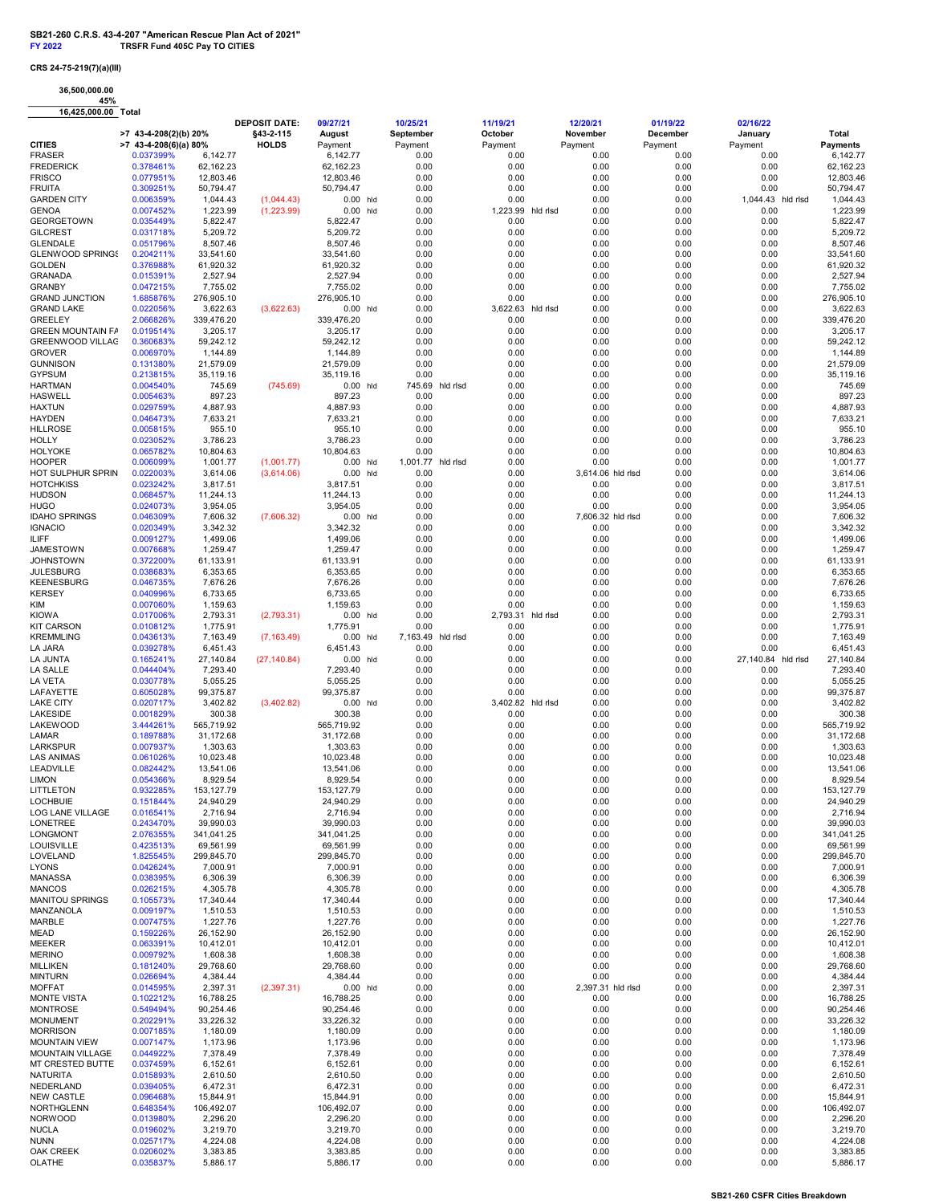**SB21-260 C.R.S. 43-4-207 "American Rescue Plan Act of 2021"**
**FY 2022** **TRSFR Fund 405C Pay TO CITIES**

**CRS 24-75-219(7)(a)(III)**

**36,500,000.00**
**45%**
**16,425,000.00 Total**

| CITIES | >7 43-4-208(2)(b) 20% >7 43-4-208(6)(a) 80% | | DEPOSIT DATE: §43-2-115 HOLDS | 09/27/21 August Payment | | 10/25/21 September Payment | | 11/19/21 October Payment | | 12/20/21 November Payment | | 01/19/22 December Payment | 02/16/22 January Payment | | Total Payments |
|---|---|---|---|---|---|---|---|---|---|---|---|---|---|---|---|
| FRASER | 0.037399% | 6,142.77 | | 6,142.77 | | 0.00 | | 0.00 | | 0.00 | | 0.00 | 0.00 | | 6,142.77 |
| FREDERICK | 0.378461% | 62,162.23 | | 62,162.23 | | 0.00 | | 0.00 | | 0.00 | | 0.00 | 0.00 | | 62,162.23 |
| FRISCO | 0.077951% | 12,803.46 | | 12,803.46 | | 0.00 | | 0.00 | | 0.00 | | 0.00 | 0.00 | | 12,803.46 |
| FRUITA | 0.309251% | 50,794.47 | | 50,794.47 | | 0.00 | | 0.00 | | 0.00 | | 0.00 | 0.00 | | 50,794.47 |
| GARDEN CITY | 0.006359% | 1,044.43 | (1,044.43) | 0.00 | hld | 0.00 | | 0.00 | | 0.00 | | 0.00 | 1,044.43 | hld rlsd | 1,044.43 |
| GENOA | 0.007452% | 1,223.99 | (1,223.99) | 0.00 | hld | 0.00 | | 1,223.99 | hld rlsd | 0.00 | | 0.00 | 0.00 | | 1,223.99 |
| GEORGETOWN | 0.035449% | 5,822.47 | | 5,822.47 | | 0.00 | | 0.00 | | 0.00 | | 0.00 | 0.00 | | 5,822.47 |
| GILCREST | 0.031718% | 5,209.72 | | 5,209.72 | | 0.00 | | 0.00 | | 0.00 | | 0.00 | 0.00 | | 5,209.72 |
| GLENDALE | 0.051796% | 8,507.46 | | 8,507.46 | | 0.00 | | 0.00 | | 0.00 | | 0.00 | 0.00 | | 8,507.46 |
| GLENWOOD SPRINGS | 0.204211% | 33,541.60 | | 33,541.60 | | 0.00 | | 0.00 | | 0.00 | | 0.00 | 0.00 | | 33,541.60 |
| GOLDEN | 0.376988% | 61,920.32 | | 61,920.32 | | 0.00 | | 0.00 | | 0.00 | | 0.00 | 0.00 | | 61,920.32 |
| GRANADA | 0.015391% | 2,527.94 | | 2,527.94 | | 0.00 | | 0.00 | | 0.00 | | 0.00 | 0.00 | | 2,527.94 |
| GRANBY | 0.047215% | 7,755.02 | | 7,755.02 | | 0.00 | | 0.00 | | 0.00 | | 0.00 | 0.00 | | 7,755.02 |
| GRAND JUNCTION | 1.685876% | 276,905.10 | | 276,905.10 | | 0.00 | | 0.00 | | 0.00 | | 0.00 | 0.00 | | 276,905.10 |
| GRAND LAKE | 0.022056% | 3,622.63 | (3,622.63) | 0.00 | hld | 0.00 | | 3,622.63 | hld rlsd | 0.00 | | 0.00 | 0.00 | | 3,622.63 |
| GREELEY | 2.066826% | 339,476.20 | | 339,476.20 | | 0.00 | | 0.00 | | 0.00 | | 0.00 | 0.00 | | 339,476.20 |
| GREEN MOUNTAIN FA | 0.019514% | 3,205.17 | | 3,205.17 | | 0.00 | | 0.00 | | 0.00 | | 0.00 | 0.00 | | 3,205.17 |
| GREENWOOD VILLAG | 0.360683% | 59,242.12 | | 59,242.12 | | 0.00 | | 0.00 | | 0.00 | | 0.00 | 0.00 | | 59,242.12 |
| GROVER | 0.006970% | 1,144.89 | | 1,144.89 | | 0.00 | | 0.00 | | 0.00 | | 0.00 | 0.00 | | 1,144.89 |
| GUNNISON | 0.131380% | 21,579.09 | | 21,579.09 | | 0.00 | | 0.00 | | 0.00 | | 0.00 | 0.00 | | 21,579.09 |
| GYPSUM | 0.213815% | 35,119.16 | | 35,119.16 | | 0.00 | | 0.00 | | 0.00 | | 0.00 | 0.00 | | 35,119.16 |
| HARTMAN | 0.004540% | 745.69 | (745.69) | 0.00 | hld | 745.69 | hld rlsd | 0.00 | | 0.00 | | 0.00 | 0.00 | | 745.69 |
| HASWELL | 0.005463% | 897.23 | | 897.23 | | 0.00 | | 0.00 | | 0.00 | | 0.00 | 0.00 | | 897.23 |
| HAXTUN | 0.029759% | 4,887.93 | | 4,887.93 | | 0.00 | | 0.00 | | 0.00 | | 0.00 | 0.00 | | 4,887.93 |
| HAYDEN | 0.046473% | 7,633.21 | | 7,633.21 | | 0.00 | | 0.00 | | 0.00 | | 0.00 | 0.00 | | 7,633.21 |
| HILLROSE | 0.005815% | 955.10 | | 955.10 | | 0.00 | | 0.00 | | 0.00 | | 0.00 | 0.00 | | 955.10 |
| HOLLY | 0.023052% | 3,786.23 | | 3,786.23 | | 0.00 | | 0.00 | | 0.00 | | 0.00 | 0.00 | | 3,786.23 |
| HOLYOKE | 0.065782% | 10,804.63 | | 10,804.63 | | 0.00 | | 0.00 | | 0.00 | | 0.00 | 0.00 | | 10,804.63 |
| HOOPER | 0.006099% | 1,001.77 | (1,001.77) | 0.00 | hld | 1,001.77 | hld rlsd | 0.00 | | 0.00 | | 0.00 | 0.00 | | 1,001.77 |
| HOT SULPHUR SPRIN | 0.022003% | 3,614.06 | (3,614.06) | 0.00 | hld | 0.00 | | 0.00 | | 3,614.06 | hld rlsd | 0.00 | 0.00 | | 3,614.06 |
| HOTCHKISS | 0.023242% | 3,817.51 | | 3,817.51 | | 0.00 | | 0.00 | | 0.00 | | 0.00 | 0.00 | | 3,817.51 |
| HUDSON | 0.068457% | 11,244.13 | | 11,244.13 | | 0.00 | | 0.00 | | 0.00 | | 0.00 | 0.00 | | 11,244.13 |
| HUGO | 0.024073% | 3,954.05 | | 3,954.05 | | 0.00 | | 0.00 | | 0.00 | | 0.00 | 0.00 | | 3,954.05 |
| IDAHO SPRINGS | 0.046309% | 7,606.32 | (7,606.32) | 0.00 | hld | 0.00 | | 0.00 | | 7,606.32 | hld rlsd | 0.00 | 0.00 | | 7,606.32 |
| IGNACIO | 0.020349% | 3,342.32 | | 3,342.32 | | 0.00 | | 0.00 | | 0.00 | | 0.00 | 0.00 | | 3,342.32 |
| ILIFF | 0.009127% | 1,499.06 | | 1,499.06 | | 0.00 | | 0.00 | | 0.00 | | 0.00 | 0.00 | | 1,499.06 |
| JAMESTOWN | 0.007668% | 1,259.47 | | 1,259.47 | | 0.00 | | 0.00 | | 0.00 | | 0.00 | 0.00 | | 1,259.47 |
| JOHNSTOWN | 0.372200% | 61,133.91 | | 61,133.91 | | 0.00 | | 0.00 | | 0.00 | | 0.00 | 0.00 | | 61,133.91 |
| JULESBURG | 0.038683% | 6,353.65 | | 6,353.65 | | 0.00 | | 0.00 | | 0.00 | | 0.00 | 0.00 | | 6,353.65 |
| KEENESBURG | 0.046735% | 7,676.26 | | 7,676.26 | | 0.00 | | 0.00 | | 0.00 | | 0.00 | 0.00 | | 7,676.26 |
| KERSEY | 0.040996% | 6,733.65 | | 6,733.65 | | 0.00 | | 0.00 | | 0.00 | | 0.00 | 0.00 | | 6,733.65 |
| KIM | 0.007060% | 1,159.63 | | 1,159.63 | | 0.00 | | 0.00 | | 0.00 | | 0.00 | 0.00 | | 1,159.63 |
| KIOWA | 0.017006% | 2,793.31 | (2,793.31) | 0.00 | hld | 0.00 | | 2,793.31 | hld rlsd | 0.00 | | 0.00 | 0.00 | | 2,793.31 |
| KIT CARSON | 0.010812% | 1,775.91 | | 1,775.91 | | 0.00 | | 0.00 | | 0.00 | | 0.00 | 0.00 | | 1,775.91 |
| KREMMLING | 0.043613% | 7,163.49 | (7,163.49) | 0.00 | hld | 7,163.49 | hld rlsd | 0.00 | | 0.00 | | 0.00 | 0.00 | | 7,163.49 |
| LA JARA | 0.039278% | 6,451.43 | | 6,451.43 | | 0.00 | | 0.00 | | 0.00 | | 0.00 | 0.00 | | 6,451.43 |
| LA JUNTA | 0.165241% | 27,140.84 | (27,140.84) | 0.00 | hld | 0.00 | | 0.00 | | 0.00 | | 0.00 | 27,140.84 | hld rlsd | 27,140.84 |
| LA SALLE | 0.044404% | 7,293.40 | | 7,293.40 | | 0.00 | | 0.00 | | 0.00 | | 0.00 | 0.00 | | 7,293.40 |
| LA VETA | 0.030778% | 5,055.25 | | 5,055.25 | | 0.00 | | 0.00 | | 0.00 | | 0.00 | 0.00 | | 5,055.25 |
| LAFAYETTE | 0.605028% | 99,375.87 | | 99,375.87 | | 0.00 | | 0.00 | | 0.00 | | 0.00 | 0.00 | | 99,375.87 |
| LAKE CITY | 0.020717% | 3,402.82 | (3,402.82) | 0.00 | hld | 0.00 | | 3,402.82 | hld rlsd | 0.00 | | 0.00 | 0.00 | | 3,402.82 |
| LAKESIDE | 0.001829% | 300.38 | | 300.38 | | 0.00 | | 0.00 | | 0.00 | | 0.00 | 0.00 | | 300.38 |
| LAKEWOOD | 3.444261% | 565,719.92 | | 565,719.92 | | 0.00 | | 0.00 | | 0.00 | | 0.00 | 0.00 | | 565,719.92 |
| LAMAR | 0.189788% | 31,172.68 | | 31,172.68 | | 0.00 | | 0.00 | | 0.00 | | 0.00 | 0.00 | | 31,172.68 |
| LARKSPUR | 0.007937% | 1,303.63 | | 1,303.63 | | 0.00 | | 0.00 | | 0.00 | | 0.00 | 0.00 | | 1,303.63 |
| LAS ANIMAS | 0.061026% | 10,023.48 | | 10,023.48 | | 0.00 | | 0.00 | | 0.00 | | 0.00 | 0.00 | | 10,023.48 |
| LEADVILLE | 0.082442% | 13,541.06 | | 13,541.06 | | 0.00 | | 0.00 | | 0.00 | | 0.00 | 0.00 | | 13,541.06 |
| LIMON | 0.054366% | 8,929.54 | | 8,929.54 | | 0.00 | | 0.00 | | 0.00 | | 0.00 | 0.00 | | 8,929.54 |
| LITTLETON | 0.932285% | 153,127.79 | | 153,127.79 | | 0.00 | | 0.00 | | 0.00 | | 0.00 | 0.00 | | 153,127.79 |
| LOCHBUIE | 0.151844% | 24,940.29 | | 24,940.29 | | 0.00 | | 0.00 | | 0.00 | | 0.00 | 0.00 | | 24,940.29 |
| LOG LANE VILLAGE | 0.016541% | 2,716.94 | | 2,716.94 | | 0.00 | | 0.00 | | 0.00 | | 0.00 | 0.00 | | 2,716.94 |
| LONETREE | 0.243470% | 39,990.03 | | 39,990.03 | | 0.00 | | 0.00 | | 0.00 | | 0.00 | 0.00 | | 39,990.03 |
| LONGMONT | 2.076355% | 341,041.25 | | 341,041.25 | | 0.00 | | 0.00 | | 0.00 | | 0.00 | 0.00 | | 341,041.25 |
| LOUISVILLE | 0.423513% | 69,561.99 | | 69,561.99 | | 0.00 | | 0.00 | | 0.00 | | 0.00 | 0.00 | | 69,561.99 |
| LOVELAND | 1.825545% | 299,845.70 | | 299,845.70 | | 0.00 | | 0.00 | | 0.00 | | 0.00 | 0.00 | | 299,845.70 |
| LYONS | 0.042624% | 7,000.91 | | 7,000.91 | | 0.00 | | 0.00 | | 0.00 | | 0.00 | 0.00 | | 7,000.91 |
| MANASSA | 0.038395% | 6,306.39 | | 6,306.39 | | 0.00 | | 0.00 | | 0.00 | | 0.00 | 0.00 | | 6,306.39 |
| MANCOS | 0.026215% | 4,305.78 | | 4,305.78 | | 0.00 | | 0.00 | | 0.00 | | 0.00 | 0.00 | | 4,305.78 |
| MANITOU SPRINGS | 0.105573% | 17,340.44 | | 17,340.44 | | 0.00 | | 0.00 | | 0.00 | | 0.00 | 0.00 | | 17,340.44 |
| MANZANOLA | 0.009197% | 1,510.53 | | 1,510.53 | | 0.00 | | 0.00 | | 0.00 | | 0.00 | 0.00 | | 1,510.53 |
| MARBLE | 0.007475% | 1,227.76 | | 1,227.76 | | 0.00 | | 0.00 | | 0.00 | | 0.00 | 0.00 | | 1,227.76 |
| MEAD | 0.159226% | 26,152.90 | | 26,152.90 | | 0.00 | | 0.00 | | 0.00 | | 0.00 | 0.00 | | 26,152.90 |
| MEEKER | 0.063391% | 10,412.01 | | 10,412.01 | | 0.00 | | 0.00 | | 0.00 | | 0.00 | 0.00 | | 10,412.01 |
| MERINO | 0.009792% | 1,608.38 | | 1,608.38 | | 0.00 | | 0.00 | | 0.00 | | 0.00 | 0.00 | | 1,608.38 |
| MILLIKEN | 0.181240% | 29,768.60 | | 29,768.60 | | 0.00 | | 0.00 | | 0.00 | | 0.00 | 0.00 | | 29,768.60 |
| MINTURN | 0.026694% | 4,384.44 | | 4,384.44 | | 0.00 | | 0.00 | | 0.00 | | 0.00 | 0.00 | | 4,384.44 |
| MOFFAT | 0.014595% | 2,397.31 | (2,397.31) | 0.00 | hld | 0.00 | | 0.00 | | 2,397.31 | hld rlsd | 0.00 | 0.00 | | 2,397.31 |
| MONTE VISTA | 0.102212% | 16,788.25 | | 16,788.25 | | 0.00 | | 0.00 | | 0.00 | | 0.00 | 0.00 | | 16,788.25 |
| MONTROSE | 0.549494% | 90,254.46 | | 90,254.46 | | 0.00 | | 0.00 | | 0.00 | | 0.00 | 0.00 | | 90,254.46 |
| MONUMENT | 0.202291% | 33,226.32 | | 33,226.32 | | 0.00 | | 0.00 | | 0.00 | | 0.00 | 0.00 | | 33,226.32 |
| MORRISON | 0.007185% | 1,180.09 | | 1,180.09 | | 0.00 | | 0.00 | | 0.00 | | 0.00 | 0.00 | | 1,180.09 |
| MOUNTAIN VIEW | 0.007147% | 1,173.96 | | 1,173.96 | | 0.00 | | 0.00 | | 0.00 | | 0.00 | 0.00 | | 1,173.96 |
| MOUNTAIN VILLAGE | 0.044922% | 7,378.49 | | 7,378.49 | | 0.00 | | 0.00 | | 0.00 | | 0.00 | 0.00 | | 7,378.49 |
| MT CRESTED BUTTE | 0.037459% | 6,152.61 | | 6,152.61 | | 0.00 | | 0.00 | | 0.00 | | 0.00 | 0.00 | | 6,152.61 |
| NATURITA | 0.015893% | 2,610.50 | | 2,610.50 | | 0.00 | | 0.00 | | 0.00 | | 0.00 | 0.00 | | 2,610.50 |
| NEDERLAND | 0.039405% | 6,472.31 | | 6,472.31 | | 0.00 | | 0.00 | | 0.00 | | 0.00 | 0.00 | | 6,472.31 |
| NEW CASTLE | 0.096468% | 15,844.91 | | 15,844.91 | | 0.00 | | 0.00 | | 0.00 | | 0.00 | 0.00 | | 15,844.91 |
| NORTHGLENN | 0.648354% | 106,492.07 | | 106,492.07 | | 0.00 | | 0.00 | | 0.00 | | 0.00 | 0.00 | | 106,492.07 |
| NORWOOD | 0.013980% | 2,296.20 | | 2,296.20 | | 0.00 | | 0.00 | | 0.00 | | 0.00 | 0.00 | | 2,296.20 |
| NUCLA | 0.019602% | 3,219.70 | | 3,219.70 | | 0.00 | | 0.00 | | 0.00 | | 0.00 | 0.00 | | 3,219.70 |
| NUNN | 0.025717% | 4,224.08 | | 4,224.08 | | 0.00 | | 0.00 | | 0.00 | | 0.00 | 0.00 | | 4,224.08 |
| OAK CREEK | 0.020602% | 3,383.85 | | 3,383.85 | | 0.00 | | 0.00 | | 0.00 | | 0.00 | 0.00 | | 3,383.85 |
| OLATHE | 0.035837% | 5,886.17 | | 5,886.17 | | 0.00 | | 0.00 | | 0.00 | | 0.00 | 0.00 | | 5,886.17 |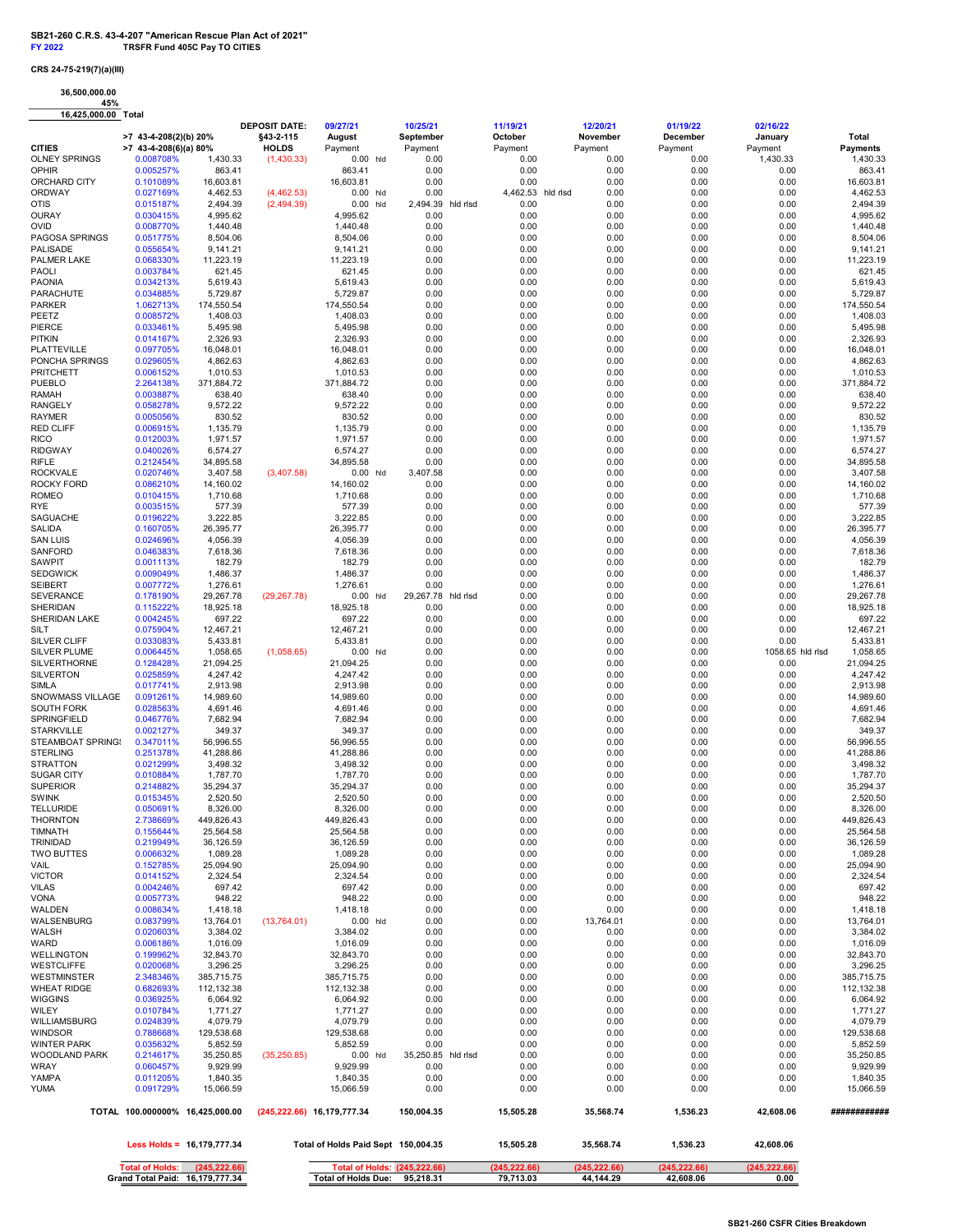**SB21-260 C.R.S. 43-4-207 "American Rescue Plan Act of 2021"**
**FY 2022** **TRSFR Fund 405C Pay TO CITIES**

**CRS 24-75-219(7)(a)(III)**

**36,500,000.00**
**45%**
**16,425,000.00 Total**

| CITIES | >7 43-4-208(2)(b) 20% >7 43-4-208(6)(a) 80% | | DEPOSIT DATE: §43-2-115 HOLDS | 09/27/21 August Payment | | 10/25/21 September Payment | | 11/19/21 October Payment | | 12/20/21 November Payment | 01/19/22 December Payment | 02/16/22 January Payment | | Total Payments |
|---|---|---|---|---|---|---|---|---|---|---|---|---|---|---|
| OLNEY SPRINGS | 0.008708% | 1,430.33 | (1,430.33) | 0.00 | hld | 0.00 | | 0.00 | | 0.00 | 0.00 | 1,430.33 | | 1,430.33 |
| OPHIR | 0.005257% | 863.41 | | 863.41 | | 0.00 | | 0.00 | | 0.00 | 0.00 | 0.00 | | 863.41 |
| ORCHARD CITY | 0.101089% | 16,603.81 | | 16,603.81 | | 0.00 | | 0.00 | | 0.00 | 0.00 | 0.00 | | 16,603.81 |
| ORDWAY | 0.027169% | 4,462.53 | (4,462.53) | 0.00 | hld | 0.00 | | 4,462.53 | hld rlsd | 0.00 | 0.00 | 0.00 | | 4,462.53 |
| OTIS | 0.015187% | 2,494.39 | (2,494.39) | 0.00 | hld | 2,494.39 | hld rlsd | 0.00 | | 0.00 | 0.00 | 0.00 | | 2,494.39 |
| OURAY | 0.030415% | 4,995.62 | | 4,995.62 | | 0.00 | | 0.00 | | 0.00 | 0.00 | 0.00 | | 4,995.62 |
| OVID | 0.008770% | 1,440.48 | | 1,440.48 | | 0.00 | | 0.00 | | 0.00 | 0.00 | 0.00 | | 1,440.48 |
| PAGOSA SPRINGS | 0.051775% | 8,504.06 | | 8,504.06 | | 0.00 | | 0.00 | | 0.00 | 0.00 | 0.00 | | 8,504.06 |
| PALISADE | 0.055654% | 9,141.21 | | 9,141.21 | | 0.00 | | 0.00 | | 0.00 | 0.00 | 0.00 | | 9,141.21 |
| PALMER LAKE | 0.068330% | 11,223.19 | | 11,223.19 | | 0.00 | | 0.00 | | 0.00 | 0.00 | 0.00 | | 11,223.19 |
| PAOLI | 0.003784% | 621.45 | | 621.45 | | 0.00 | | 0.00 | | 0.00 | 0.00 | 0.00 | | 621.45 |
| PAONIA | 0.034213% | 5,619.43 | | 5,619.43 | | 0.00 | | 0.00 | | 0.00 | 0.00 | 0.00 | | 5,619.43 |
| PARACHUTE | 0.034885% | 5,729.87 | | 5,729.87 | | 0.00 | | 0.00 | | 0.00 | 0.00 | 0.00 | | 5,729.87 |
| PARKER | 1.062713% | 174,550.54 | | 174,550.54 | | 0.00 | | 0.00 | | 0.00 | 0.00 | 0.00 | | 174,550.54 |
| PEETZ | 0.008572% | 1,408.03 | | 1,408.03 | | 0.00 | | 0.00 | | 0.00 | 0.00 | 0.00 | | 1,408.03 |
| PIERCE | 0.033461% | 5,495.98 | | 5,495.98 | | 0.00 | | 0.00 | | 0.00 | 0.00 | 0.00 | | 5,495.98 |
| PITKIN | 0.014167% | 2,326.93 | | 2,326.93 | | 0.00 | | 0.00 | | 0.00 | 0.00 | 0.00 | | 2,326.93 |
| PLATTEVILLE | 0.097705% | 16,048.01 | | 16,048.01 | | 0.00 | | 0.00 | | 0.00 | 0.00 | 0.00 | | 16,048.01 |
| PONCHA SPRINGS | 0.029605% | 4,862.63 | | 4,862.63 | | 0.00 | | 0.00 | | 0.00 | 0.00 | 0.00 | | 4,862.63 |
| PRITCHETT | 0.006152% | 1,010.53 | | 1,010.53 | | 0.00 | | 0.00 | | 0.00 | 0.00 | 0.00 | | 1,010.53 |
| PUEBLO | 2.264138% | 371,884.72 | | 371,884.72 | | 0.00 | | 0.00 | | 0.00 | 0.00 | 0.00 | | 371,884.72 |
| RAMAH | 0.003887% | 638.40 | | 638.40 | | 0.00 | | 0.00 | | 0.00 | 0.00 | 0.00 | | 638.40 |
| RANGELY | 0.058278% | 9,572.22 | | 9,572.22 | | 0.00 | | 0.00 | | 0.00 | 0.00 | 0.00 | | 9,572.22 |
| RAYMER | 0.005056% | 830.52 | | 830.52 | | 0.00 | | 0.00 | | 0.00 | 0.00 | 0.00 | | 830.52 |
| RED CLIFF | 0.006915% | 1,135.79 | | 1,135.79 | | 0.00 | | 0.00 | | 0.00 | 0.00 | 0.00 | | 1,135.79 |
| RICO | 0.012003% | 1,971.57 | | 1,971.57 | | 0.00 | | 0.00 | | 0.00 | 0.00 | 0.00 | | 1,971.57 |
| RIDGWAY | 0.040026% | 6,574.27 | | 6,574.27 | | 0.00 | | 0.00 | | 0.00 | 0.00 | 0.00 | | 6,574.27 |
| RIFLE | 0.212454% | 34,895.58 | | 34,895.58 | | 0.00 | | 0.00 | | 0.00 | 0.00 | 0.00 | | 34,895.58 |
| ROCKVALE | 0.020746% | 3,407.58 | (3,407.58) | 0.00 | hld | 3,407.58 | | 0.00 | | 0.00 | 0.00 | 0.00 | | 3,407.58 |
| ROCKY FORD | 0.086210% | 14,160.02 | | 14,160.02 | | 0.00 | | 0.00 | | 0.00 | 0.00 | 0.00 | | 14,160.02 |
| ROMEO | 0.010415% | 1,710.68 | | 1,710.68 | | 0.00 | | 0.00 | | 0.00 | 0.00 | 0.00 | | 1,710.68 |
| RYE | 0.003515% | 577.39 | | 577.39 | | 0.00 | | 0.00 | | 0.00 | 0.00 | 0.00 | | 577.39 |
| SAGUACHE | 0.019622% | 3,222.85 | | 3,222.85 | | 0.00 | | 0.00 | | 0.00 | 0.00 | 0.00 | | 3,222.85 |
| SALIDA | 0.160705% | 26,395.77 | | 26,395.77 | | 0.00 | | 0.00 | | 0.00 | 0.00 | 0.00 | | 26,395.77 |
| SAN LUIS | 0.024696% | 4,056.39 | | 4,056.39 | | 0.00 | | 0.00 | | 0.00 | 0.00 | 0.00 | | 4,056.39 |
| SANFORD | 0.046383% | 7,618.36 | | 7,618.36 | | 0.00 | | 0.00 | | 0.00 | 0.00 | 0.00 | | 7,618.36 |
| SAWPIT | 0.001113% | 182.79 | | 182.79 | | 0.00 | | 0.00 | | 0.00 | 0.00 | 0.00 | | 182.79 |
| SEDGWICK | 0.009049% | 1,486.37 | | 1,486.37 | | 0.00 | | 0.00 | | 0.00 | 0.00 | 0.00 | | 1,486.37 |
| SEIBERT | 0.007772% | 1,276.61 | | 1,276.61 | | 0.00 | | 0.00 | | 0.00 | 0.00 | 0.00 | | 1,276.61 |
| SEVERANCE | 0.178190% | 29,267.78 | (29,267.78) | 0.00 | hld | 29,267.78 | hld rlsd | 0.00 | | 0.00 | 0.00 | 0.00 | | 29,267.78 |
| SHERIDAN | 0.115222% | 18,925.18 | | 18,925.18 | | 0.00 | | 0.00 | | 0.00 | 0.00 | 0.00 | | 18,925.18 |
| SHERIDAN LAKE | 0.004245% | 697.22 | | 697.22 | | 0.00 | | 0.00 | | 0.00 | 0.00 | 0.00 | | 697.22 |
| SILT | 0.075904% | 12,467.21 | | 12,467.21 | | 0.00 | | 0.00 | | 0.00 | 0.00 | 0.00 | | 12,467.21 |
| SILVER CLIFF | 0.033083% | 5,433.81 | | 5,433.81 | | 0.00 | | 0.00 | | 0.00 | 0.00 | 0.00 | | 5,433.81 |
| SILVER PLUME | 0.006445% | 1,058.65 | (1,058.65) | 0.00 | hld | 0.00 | | 0.00 | | 0.00 | 0.00 | 1058.65 | hld rlsd | 1,058.65 |
| SILVERTHORNE | 0.128428% | 21,094.25 | | 21,094.25 | | 0.00 | | 0.00 | | 0.00 | 0.00 | 0.00 | | 21,094.25 |
| SILVERTON | 0.025859% | 4,247.42 | | 4,247.42 | | 0.00 | | 0.00 | | 0.00 | 0.00 | 0.00 | | 4,247.42 |
| SIMLA | 0.017741% | 2,913.98 | | 2,913.98 | | 0.00 | | 0.00 | | 0.00 | 0.00 | 0.00 | | 2,913.98 |
| SNOWMASS VILLAGE | 0.091261% | 14,989.60 | | 14,989.60 | | 0.00 | | 0.00 | | 0.00 | 0.00 | 0.00 | | 14,989.60 |
| SOUTH FORK | 0.028563% | 4,691.46 | | 4,691.46 | | 0.00 | | 0.00 | | 0.00 | 0.00 | 0.00 | | 4,691.46 |
| SPRINGFIELD | 0.046776% | 7,682.94 | | 7,682.94 | | 0.00 | | 0.00 | | 0.00 | 0.00 | 0.00 | | 7,682.94 |
| STARKVILLE | 0.002127% | 349.37 | | 349.37 | | 0.00 | | 0.00 | | 0.00 | 0.00 | 0.00 | | 349.37 |
| STEAMBOAT SPRINGS | 0.347011% | 56,996.55 | | 56,996.55 | | 0.00 | | 0.00 | | 0.00 | 0.00 | 0.00 | | 56,996.55 |
| STERLING | 0.251378% | 41,288.86 | | 41,288.86 | | 0.00 | | 0.00 | | 0.00 | 0.00 | 0.00 | | 41,288.86 |
| STRATTON | 0.021299% | 3,498.32 | | 3,498.32 | | 0.00 | | 0.00 | | 0.00 | 0.00 | 0.00 | | 3,498.32 |
| SUGAR CITY | 0.010884% | 1,787.70 | | 1,787.70 | | 0.00 | | 0.00 | | 0.00 | 0.00 | 0.00 | | 1,787.70 |
| SUPERIOR | 0.214882% | 35,294.37 | | 35,294.37 | | 0.00 | | 0.00 | | 0.00 | 0.00 | 0.00 | | 35,294.37 |
| SWINK | 0.015345% | 2,520.50 | | 2,520.50 | | 0.00 | | 0.00 | | 0.00 | 0.00 | 0.00 | | 2,520.50 |
| TELLURIDE | 0.050691% | 8,326.00 | | 8,326.00 | | 0.00 | | 0.00 | | 0.00 | 0.00 | 0.00 | | 8,326.00 |
| THORNTON | 2.738669% | 449,826.43 | | 449,826.43 | | 0.00 | | 0.00 | | 0.00 | 0.00 | 0.00 | | 449,826.43 |
| TIMNATH | 0.155644% | 25,564.58 | | 25,564.58 | | 0.00 | | 0.00 | | 0.00 | 0.00 | 0.00 | | 25,564.58 |
| TRINIDAD | 0.219949% | 36,126.59 | | 36,126.59 | | 0.00 | | 0.00 | | 0.00 | 0.00 | 0.00 | | 36,126.59 |
| TWO BUTTES | 0.006632% | 1,089.28 | | 1,089.28 | | 0.00 | | 0.00 | | 0.00 | 0.00 | 0.00 | | 1,089.28 |
| VAIL | 0.152785% | 25,094.90 | | 25,094.90 | | 0.00 | | 0.00 | | 0.00 | 0.00 | 0.00 | | 25,094.90 |
| VICTOR | 0.014152% | 2,324.54 | | 2,324.54 | | 0.00 | | 0.00 | | 0.00 | 0.00 | 0.00 | | 2,324.54 |
| VILAS | 0.004246% | 697.42 | | 697.42 | | 0.00 | | 0.00 | | 0.00 | 0.00 | 0.00 | | 697.42 |
| VONA | 0.005773% | 948.22 | | 948.22 | | 0.00 | | 0.00 | | 0.00 | 0.00 | 0.00 | | 948.22 |
| WALDEN | 0.008634% | 1,418.18 | | 1,418.18 | | 0.00 | | 0.00 | | 0.00 | 0.00 | 0.00 | | 1,418.18 |
| WALSENBURG | 0.083799% | 13,764.01 | (13,764.01) | 0.00 | hld | 0.00 | | 0.00 | | 13,764.01 | 0.00 | 0.00 | | 13,764.01 |
| WALSH | 0.020603% | 3,384.02 | | 3,384.02 | | 0.00 | | 0.00 | | 0.00 | 0.00 | 0.00 | | 3,384.02 |
| WARD | 0.006186% | 1,016.09 | | 1,016.09 | | 0.00 | | 0.00 | | 0.00 | 0.00 | 0.00 | | 1,016.09 |
| WELLINGTON | 0.199962% | 32,843.70 | | 32,843.70 | | 0.00 | | 0.00 | | 0.00 | 0.00 | 0.00 | | 32,843.70 |
| WESTCLIFFE | 0.020068% | 3,296.25 | | 3,296.25 | | 0.00 | | 0.00 | | 0.00 | 0.00 | 0.00 | | 3,296.25 |
| WESTMINSTER | 2.348346% | 385,715.75 | | 385,715.75 | | 0.00 | | 0.00 | | 0.00 | 0.00 | 0.00 | | 385,715.75 |
| WHEAT RIDGE | 0.682693% | 112,132.38 | | 112,132.38 | | 0.00 | | 0.00 | | 0.00 | 0.00 | 0.00 | | 112,132.38 |
| WIGGINS | 0.036925% | 6,064.92 | | 6,064.92 | | 0.00 | | 0.00 | | 0.00 | 0.00 | 0.00 | | 6,064.92 |
| WILEY | 0.010784% | 1,771.27 | | 1,771.27 | | 0.00 | | 0.00 | | 0.00 | 0.00 | 0.00 | | 1,771.27 |
| WILLIAMSBURG | 0.024839% | 4,079.79 | | 4,079.79 | | 0.00 | | 0.00 | | 0.00 | 0.00 | 0.00 | | 4,079.79 |
| WINDSOR | 0.788668% | 129,538.68 | | 129,538.68 | | 0.00 | | 0.00 | | 0.00 | 0.00 | 0.00 | | 129,538.68 |
| WINTER PARK | 0.035632% | 5,852.59 | | 5,852.59 | | 0.00 | | 0.00 | | 0.00 | 0.00 | 0.00 | | 5,852.59 |
| WOODLAND PARK | 0.214617% | 35,250.85 | (35,250.85) | 0.00 | hld | 35,250.85 | hld rlsd | 0.00 | | 0.00 | 0.00 | 0.00 | | 35,250.85 |
| WRAY | 0.060457% | 9,929.99 | | 9,929.99 | | 0.00 | | 0.00 | | 0.00 | 0.00 | 0.00 | | 9,929.99 |
| YAMPA | 0.011205% | 1,840.35 | | 1,840.35 | | 0.00 | | 0.00 | | 0.00 | 0.00 | 0.00 | | 1,840.35 |
| YUMA | 0.091729% | 15,066.59 | | 15,066.59 | | 0.00 | | 0.00 | | 0.00 | 0.00 | 0.00 | | 15,066.59 |
| TOTAL | 100.000000% | 16,425,000.00 | (245,222.66) | 16,179,777.34 | | 150,004.35 | | 15,505.28 | | 35,568.74 | 1,536.23 | 42,608.06 | | ############ |
| | Less Holds = | 16,179,777.34 | | Total of Holds Paid Sept | | 150,004.35 | | 15,505.28 | | 35,568.74 | 1,536.23 | 42,608.06 | | |
| | Total of Holds: | (245,222.66) | | Total of Holds: | | (245,222.66) | | (245,222.66) | | (245,222.66) | (245,222.66) | (245,222.66) | | |
| | Grand Total Paid: | 16,179,777.34 | | Total of Holds Due: | | 95,218.31 | | 79,713.03 | | 44,144.29 | 42,608.06 | 0.00 | | |

SB21-260 CSFR Cities Breakdown